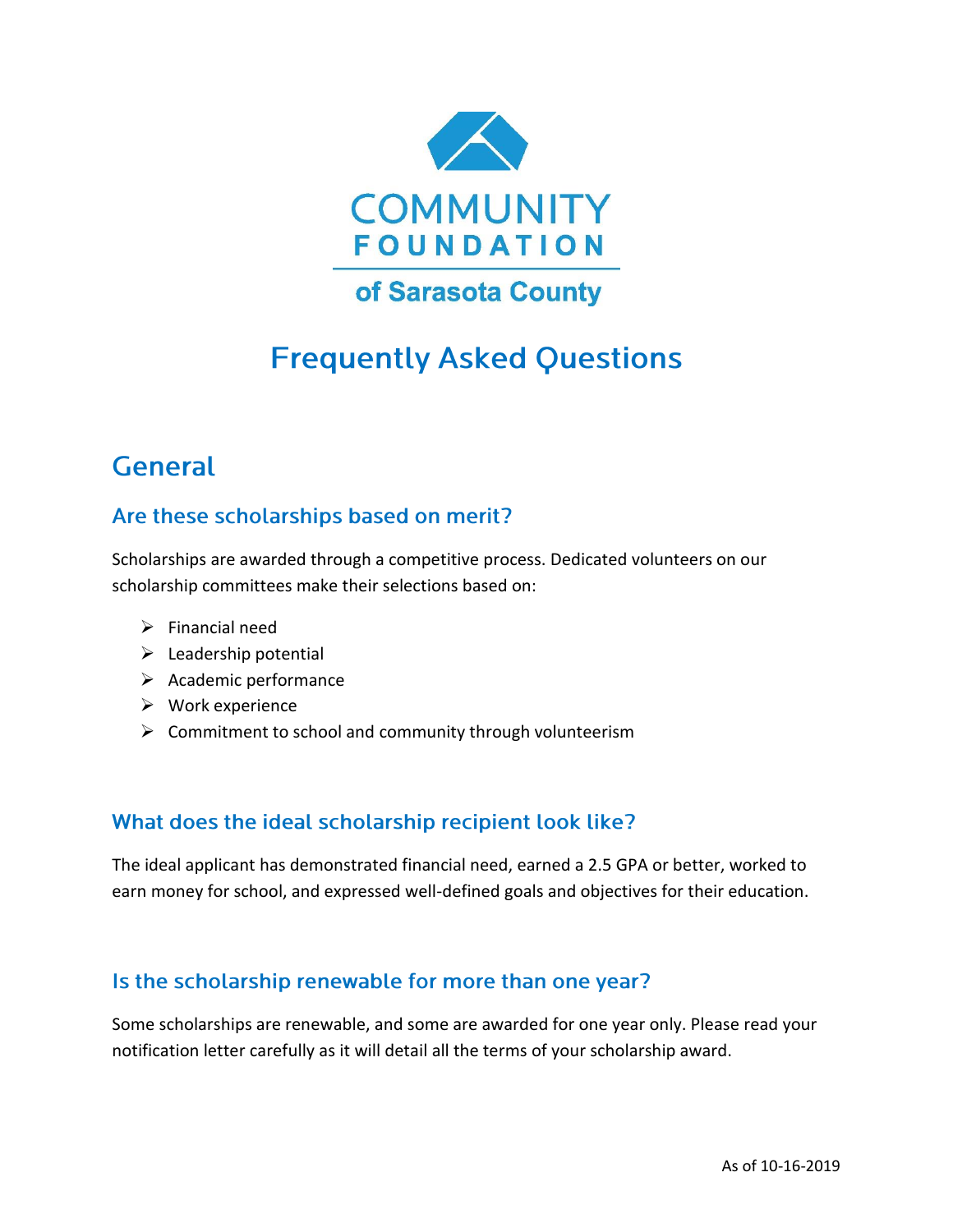COMMUNITY FOUNDATION of Sarasota County

# Frequently Asked Questions

## General

### Are these scholarships based on merit?

Scholarships are awarded through a competitive process. Dedicated volunteers on our scholarship committees make their selections based on:

- Financial need
- Leadership potential
- Academic performance
- Work experience
- Commitment to school and community through volunteerism

### What does the ideal scholarship recipient look like?

The ideal applicant has demonstrated financial need, earned a 2.5 GPA or better, worked to earn money for school, and expressed well-defined goals and objectives for their education.

### Is the scholarship renewable for more than one year?

Some scholarships are renewable, and some are awarded for one year only. Please read your notification letter carefully as it will detail all the terms of your scholarship award.

As of 10-16-2019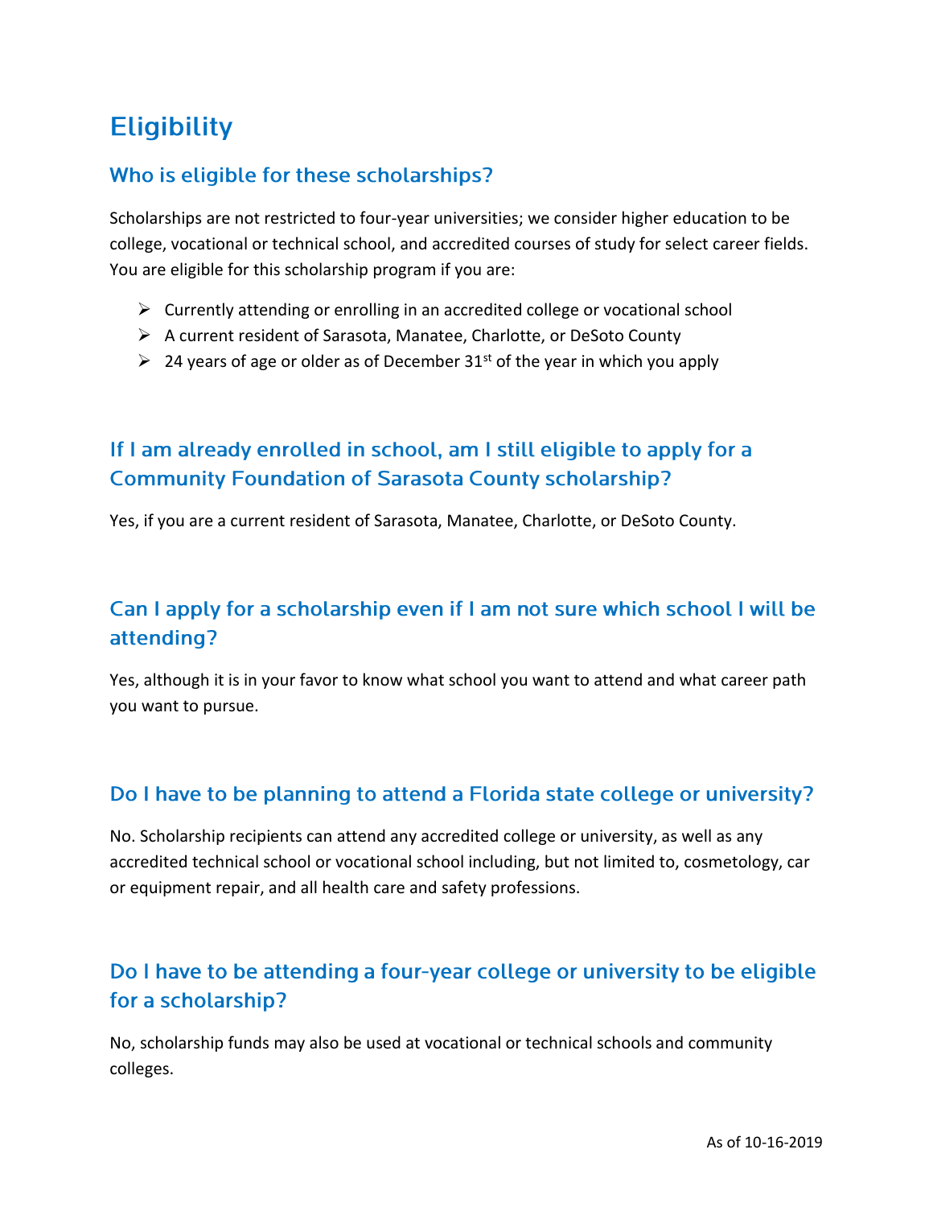# Eligibility

## Who is eligible for these scholarships?

Scholarships are not restricted to four-year universities; we consider higher education to be college, vocational or technical school, and accredited courses of study for select career fields. You are eligible for this scholarship program if you are:

- Currently attending or enrolling in an accredited college or vocational school
- A current resident of Sarasota, Manatee, Charlotte, or DeSoto County
- 24 years of age or older as of December 31st of the year in which you apply

## If I am already enrolled in school, am I still eligible to apply for a Community Foundation of Sarasota County scholarship?

Yes, if you are a current resident of Sarasota, Manatee, Charlotte, or DeSoto County.

## Can I apply for a scholarship even if I am not sure which school I will be attending?

Yes, although it is in your favor to know what school you want to attend and what career path you want to pursue.

## Do I have to be planning to attend a Florida state college or university?

No. Scholarship recipients can attend any accredited college or university, as well as any accredited technical school or vocational school including, but not limited to, cosmetology, car or equipment repair, and all health care and safety professions.

## Do I have to be attending a four-year college or university to be eligible for a scholarship?

No, scholarship funds may also be used at vocational or technical schools and community colleges.

As of 10-16-2019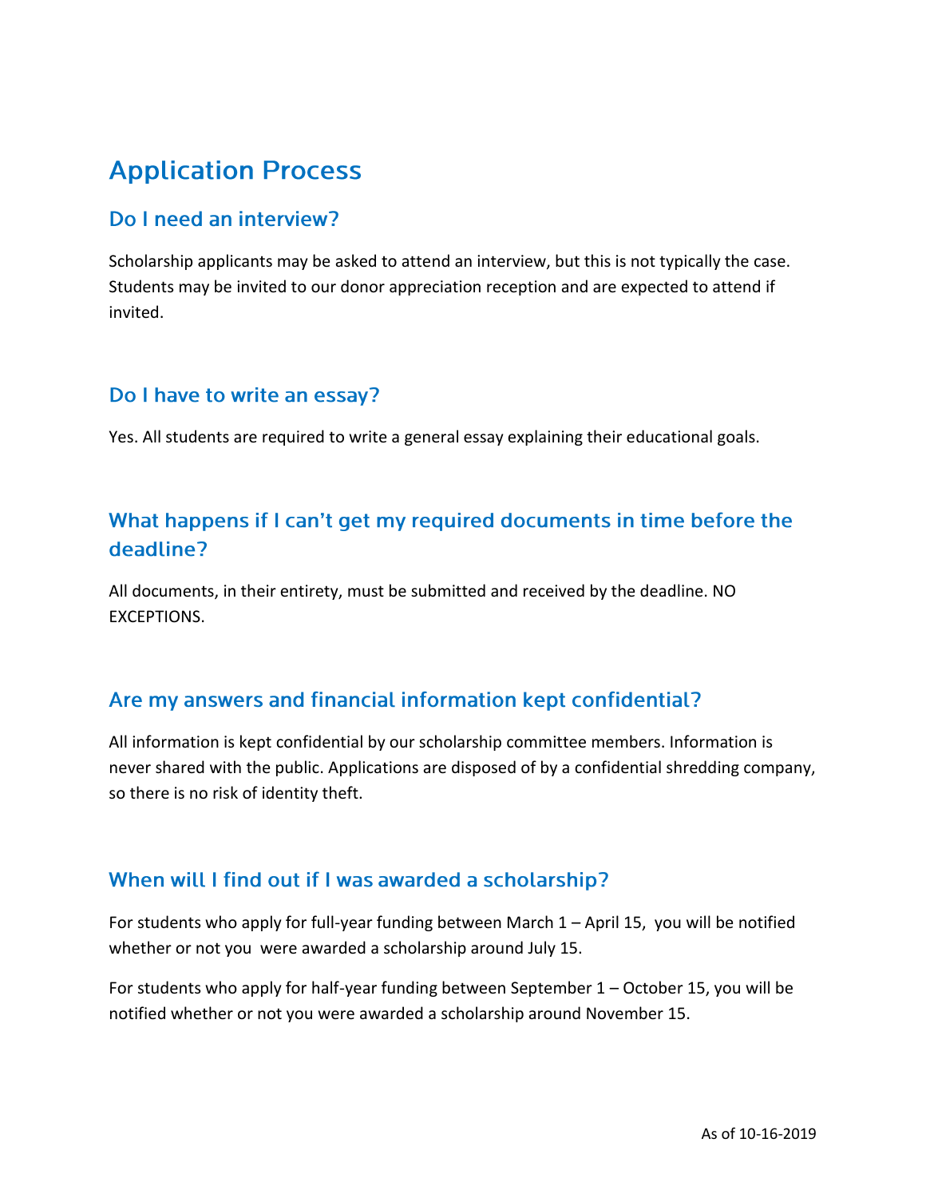# Application Process

## Do I need an interview?

Scholarship applicants may be asked to attend an interview, but this is not typically the case. Students may be invited to our donor appreciation reception and are expected to attend if invited.

## Do I have to write an essay?

Yes. All students are required to write a general essay explaining their educational goals.

## What happens if I can't get my required documents in time before the deadline?

All documents, in their entirety, must be submitted and received by the deadline. NO EXCEPTIONS.

## Are my answers and financial information kept confidential?

All information is kept confidential by our scholarship committee members. Information is never shared with the public. Applications are disposed of by a confidential shredding company, so there is no risk of identity theft.

## When will I find out if I was awarded a scholarship?

For students who apply for full-year funding between March 1 – April 15, you will be notified whether or not you were awarded a scholarship around July 15.

For students who apply for half-year funding between September 1 – October 15, you will be notified whether or not you were awarded a scholarship around November 15.

As of 10-16-2019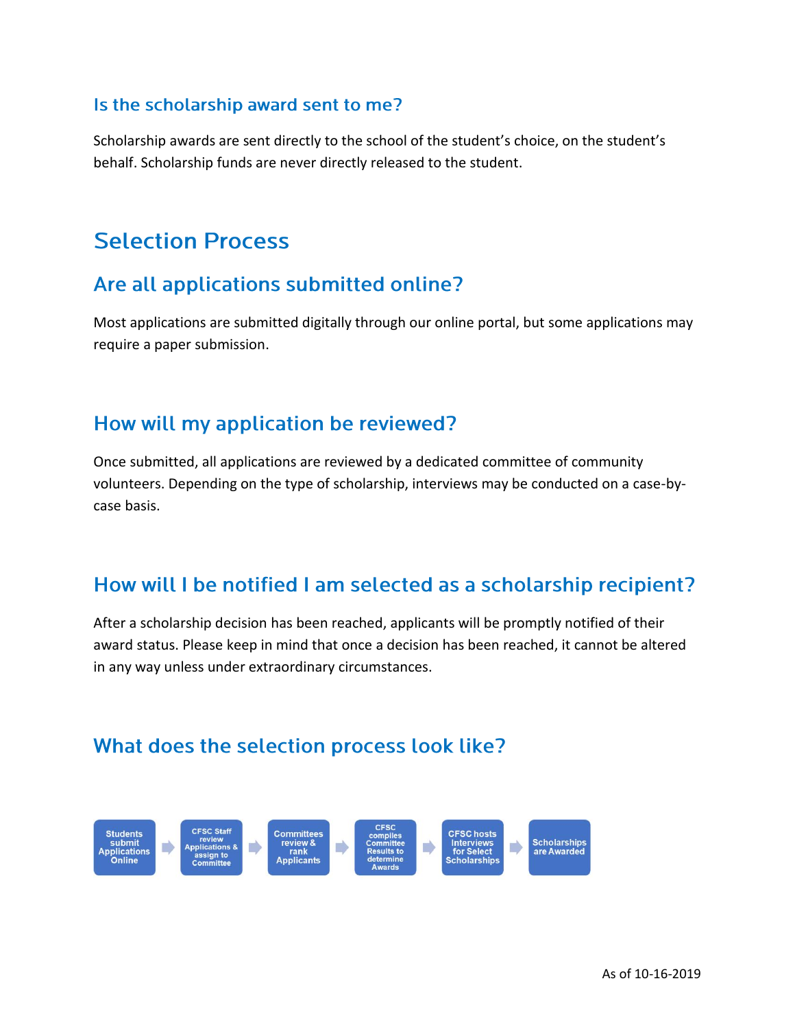### Is the scholarship award sent to me?

Scholarship awards are sent directly to the school of the student's choice, on the student's behalf. Scholarship funds are never directly released to the student.

# Selection Process

## Are all applications submitted online?

Most applications are submitted digitally through our online portal, but some applications may require a paper submission.

## How will my application be reviewed?

Once submitted, all applications are reviewed by a dedicated committee of community volunteers. Depending on the type of scholarship, interviews may be conducted on a case-by-case basis.

## How will I be notified I am selected as a scholarship recipient?

After a scholarship decision has been reached, applicants will be promptly notified of their award status. Please keep in mind that once a decision has been reached, it cannot be altered in any way unless under extraordinary circumstances.

## What does the selection process look like?

Students submit Applications Online → CFSC Staff review Applications & assign to Committee → Committees review & rank Applicants → CFSC compiles Committee Results to determine Awards → CFSC hosts Interviews for Select Scholarships → Scholarships are Awarded

As of 10-16-2019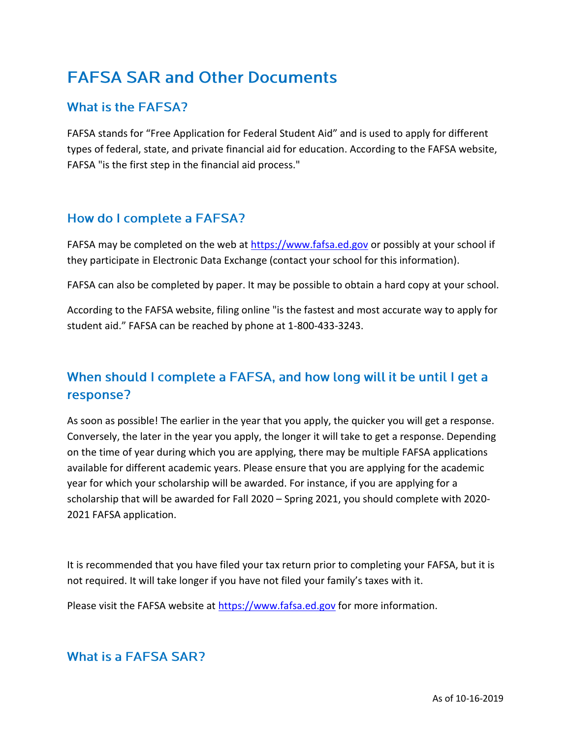# FAFSA SAR and Other Documents

## What is the FAFSA?

FAFSA stands for "Free Application for Federal Student Aid" and is used to apply for different types of federal, state, and private financial aid for education. According to the FAFSA website, FAFSA "is the first step in the financial aid process."

## How do I complete a FAFSA?

FAFSA may be completed on the web at [https://www.fafsa.ed.gov](https://www.fafsa.ed.gov) or possibly at your school if they participate in Electronic Data Exchange (contact your school for this information).

FAFSA can also be completed by paper. It may be possible to obtain a hard copy at your school.

According to the FAFSA website, filing online "is the fastest and most accurate way to apply for student aid." FAFSA can be reached by phone at 1-800-433-3243.

## When should I complete a FAFSA, and how long will it be until I get a response?

As soon as possible! The earlier in the year that you apply, the quicker you will get a response. Conversely, the later in the year you apply, the longer it will take to get a response. Depending on the time of year during which you are applying, there may be multiple FAFSA applications available for different academic years. Please ensure that you are applying for the academic year for which your scholarship will be awarded. For instance, if you are applying for a scholarship that will be awarded for Fall 2020 – Spring 2021, you should complete with 2020-2021 FAFSA application.

It is recommended that you have filed your tax return prior to completing your FAFSA, but it is not required. It will take longer if you have not filed your family's taxes with it.

Please visit the FAFSA website at [https://www.fafsa.ed.gov](https://www.fafsa.ed.gov) for more information.

## What is a FAFSA SAR?

As of 10-16-2019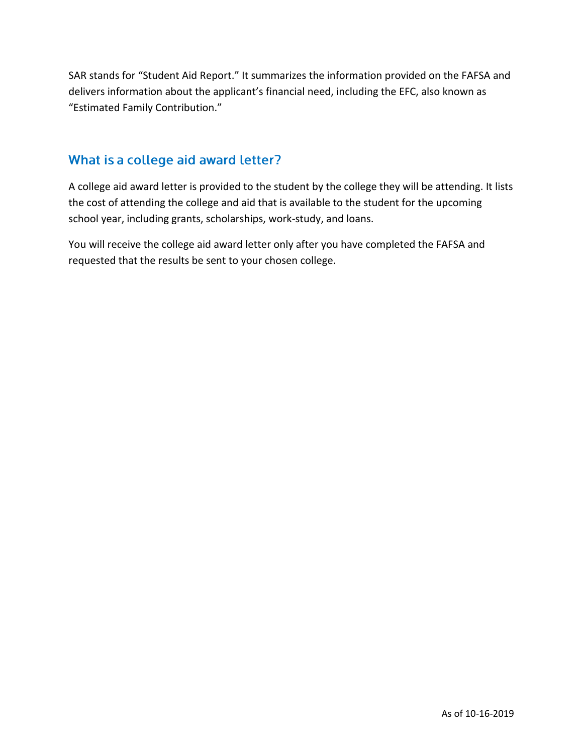SAR stands for "Student Aid Report." It summarizes the information provided on the FAFSA and delivers information about the applicant's financial need, including the EFC, also known as "Estimated Family Contribution."

## What is a college aid award letter?

A college aid award letter is provided to the student by the college they will be attending. It lists the cost of attending the college and aid that is available to the student for the upcoming school year, including grants, scholarships, work-study, and loans.

You will receive the college aid award letter only after you have completed the FAFSA and requested that the results be sent to your chosen college.